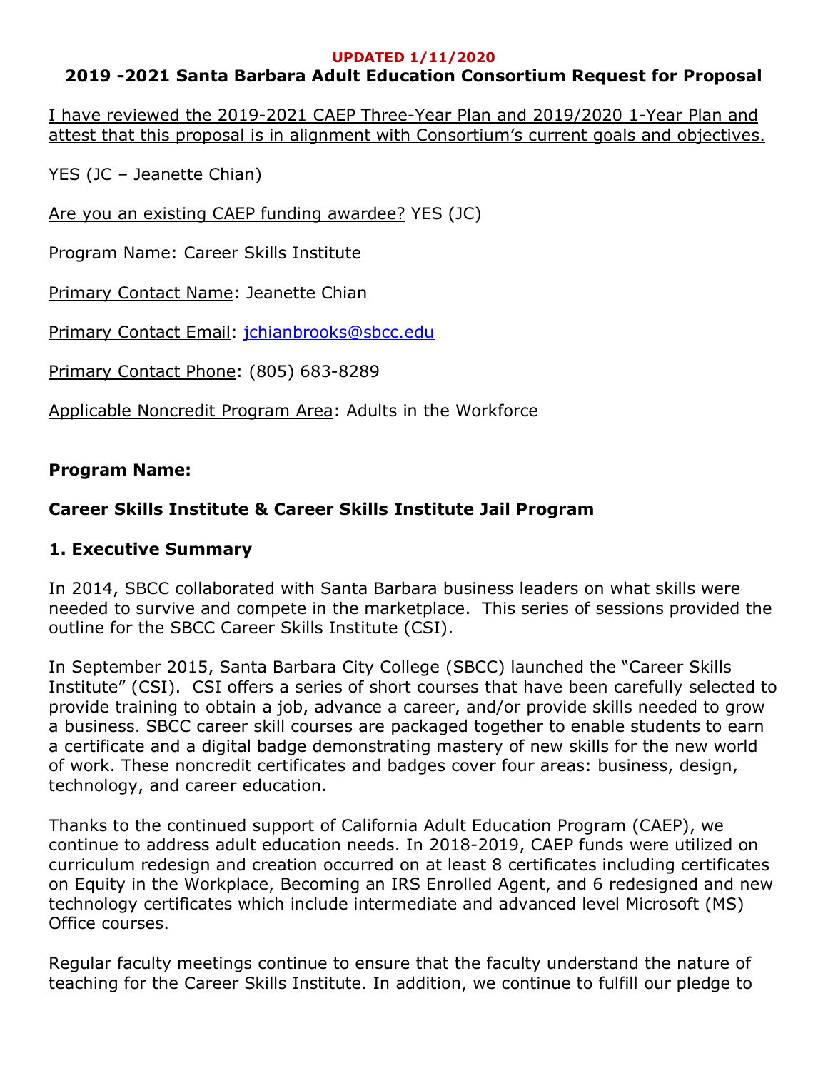**UPDATED 1/11/2020**

## 2019 -2021 Santa Barbara Adult Education Consortium Request for Proposal

I have reviewed the 2019-2021 CAEP Three-Year Plan and 2019/2020 1-Year Plan and attest that this proposal is in alignment with Consortium's current goals and objectives.

YES (JC – Jeanette Chian)

Are you an existing CAEP funding awardee? YES (JC)

Program Name: Career Skills Institute

Primary Contact Name: Jeanette Chian

Primary Contact Email: jchianbrooks@sbcc.edu

Primary Contact Phone: (805) 683-8289

Applicable Noncredit Program Area: Adults in the Workforce

**Program Name:**

**Career Skills Institute & Career Skills Institute Jail Program**

### 1. Executive Summary

In 2014, SBCC collaborated with Santa Barbara business leaders on what skills were needed to survive and compete in the marketplace. This series of sessions provided the outline for the SBCC Career Skills Institute (CSI).

In September 2015, Santa Barbara City College (SBCC) launched the "Career Skills Institute" (CSI). CSI offers a series of short courses that have been carefully selected to provide training to obtain a job, advance a career, and/or provide skills needed to grow a business. SBCC career skill courses are packaged together to enable students to earn a certificate and a digital badge demonstrating mastery of new skills for the new world of work. These noncredit certificates and badges cover four areas: business, design, technology, and career education.

Thanks to the continued support of California Adult Education Program (CAEP), we continue to address adult education needs. In 2018-2019, CAEP funds were utilized on curriculum redesign and creation occurred on at least 8 certificates including certificates on Equity in the Workplace, Becoming an IRS Enrolled Agent, and 6 redesigned and new technology certificates which include intermediate and advanced level Microsoft (MS) Office courses.

Regular faculty meetings continue to ensure that the faculty understand the nature of teaching for the Career Skills Institute. In addition, we continue to fulfill our pledge to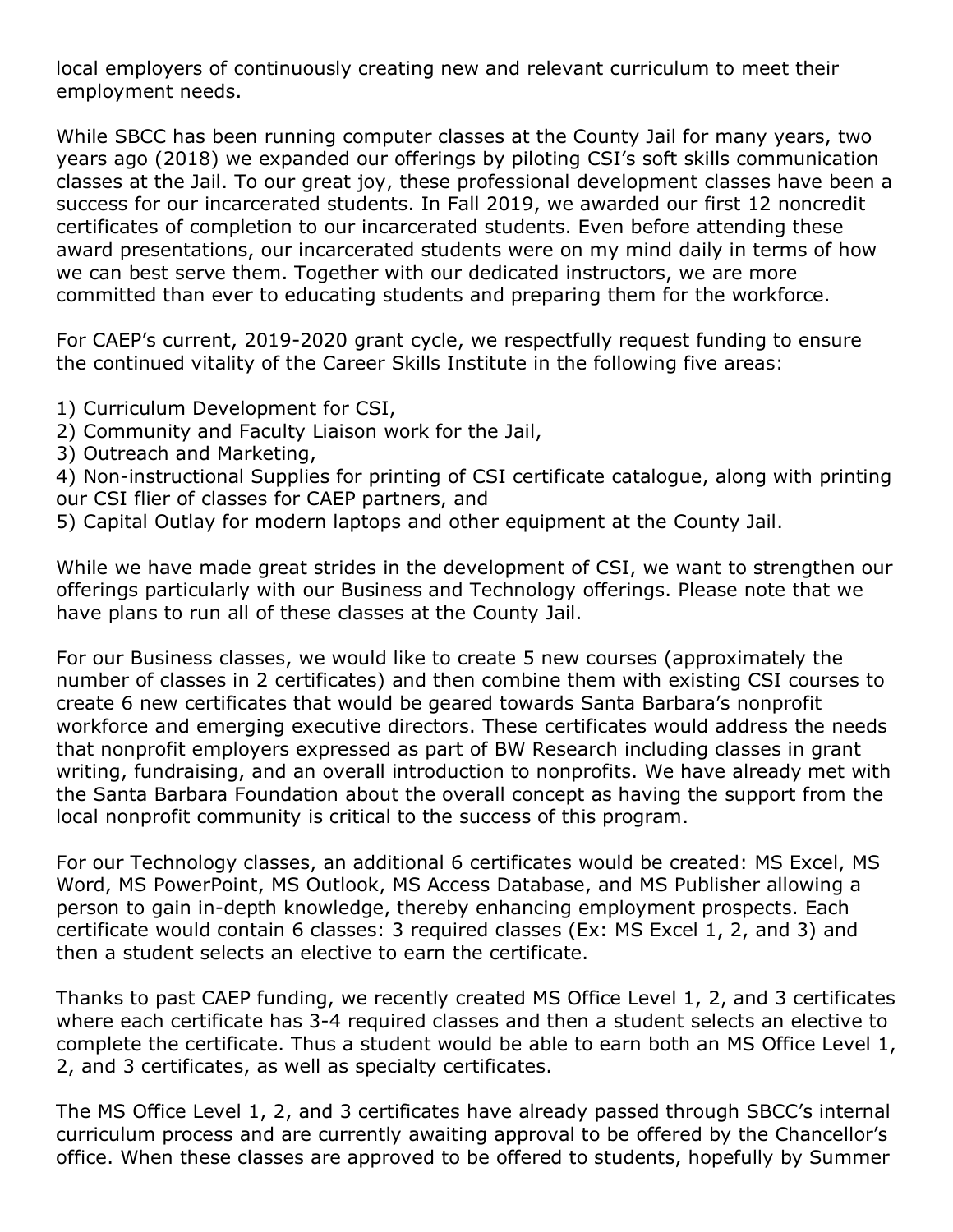local employers of continuously creating new and relevant curriculum to meet their employment needs.

While SBCC has been running computer classes at the County Jail for many years, two years ago (2018) we expanded our offerings by piloting CSI's soft skills communication classes at the Jail. To our great joy, these professional development classes have been a success for our incarcerated students. In Fall 2019, we awarded our first 12 noncredit certificates of completion to our incarcerated students. Even before attending these award presentations, our incarcerated students were on my mind daily in terms of how we can best serve them. Together with our dedicated instructors, we are more committed than ever to educating students and preparing them for the workforce.

For CAEP's current, 2019-2020 grant cycle, we respectfully request funding to ensure the continued vitality of the Career Skills Institute in the following five areas:

1) Curriculum Development for CSI,
2) Community and Faculty Liaison work for the Jail,
3) Outreach and Marketing,
4) Non-instructional Supplies for printing of CSI certificate catalogue, along with printing our CSI flier of classes for CAEP partners, and
5) Capital Outlay for modern laptops and other equipment at the County Jail.

While we have made great strides in the development of CSI, we want to strengthen our offerings particularly with our Business and Technology offerings. Please note that we have plans to run all of these classes at the County Jail.

For our Business classes, we would like to create 5 new courses (approximately the number of classes in 2 certificates) and then combine them with existing CSI courses to create 6 new certificates that would be geared towards Santa Barbara's nonprofit workforce and emerging executive directors. These certificates would address the needs that nonprofit employers expressed as part of BW Research including classes in grant writing, fundraising, and an overall introduction to nonprofits. We have already met with the Santa Barbara Foundation about the overall concept as having the support from the local nonprofit community is critical to the success of this program.

For our Technology classes, an additional 6 certificates would be created: MS Excel, MS Word, MS PowerPoint, MS Outlook, MS Access Database, and MS Publisher allowing a person to gain in-depth knowledge, thereby enhancing employment prospects. Each certificate would contain 6 classes: 3 required classes (Ex: MS Excel 1, 2, and 3) and then a student selects an elective to earn the certificate.

Thanks to past CAEP funding, we recently created MS Office Level 1, 2, and 3 certificates where each certificate has 3-4 required classes and then a student selects an elective to complete the certificate. Thus a student would be able to earn both an MS Office Level 1, 2, and 3 certificates, as well as specialty certificates.

The MS Office Level 1, 2, and 3 certificates have already passed through SBCC's internal curriculum process and are currently awaiting approval to be offered by the Chancellor's office. When these classes are approved to be offered to students, hopefully by Summer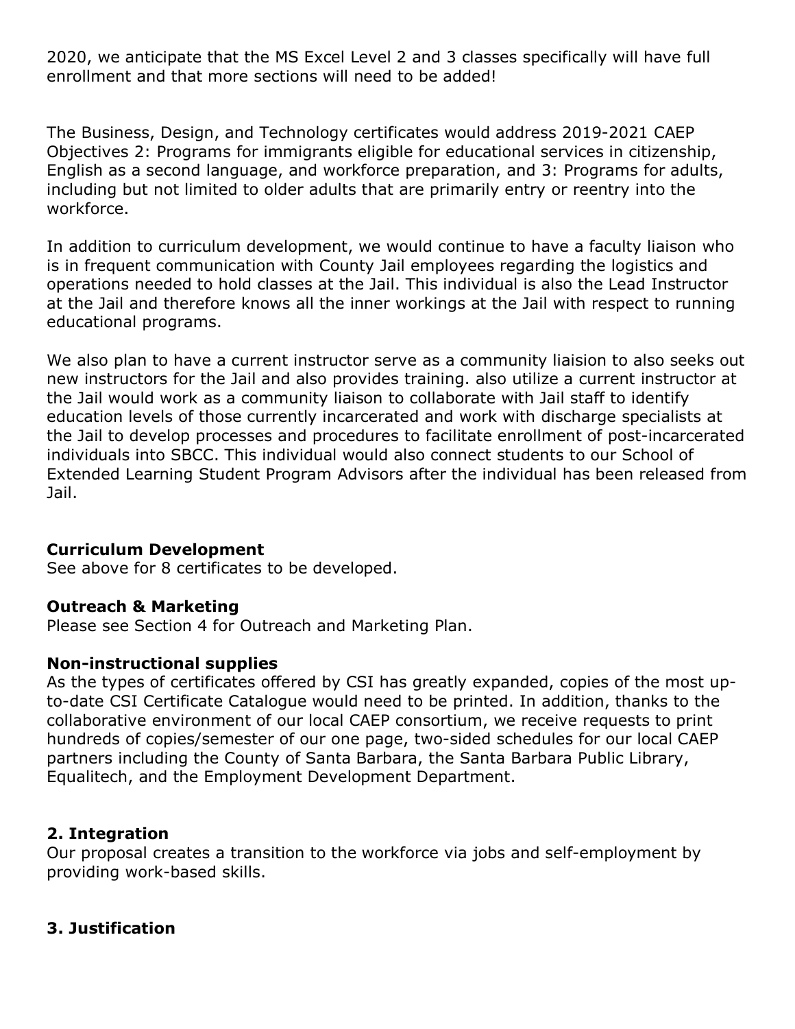2020, we anticipate that the MS Excel Level 2 and 3 classes specifically will have full enrollment and that more sections will need to be added!

The Business, Design, and Technology certificates would address 2019-2021 CAEP Objectives 2: Programs for immigrants eligible for educational services in citizenship, English as a second language, and workforce preparation, and 3: Programs for adults, including but not limited to older adults that are primarily entry or reentry into the workforce.

In addition to curriculum development, we would continue to have a faculty liaison who is in frequent communication with County Jail employees regarding the logistics and operations needed to hold classes at the Jail. This individual is also the Lead Instructor at the Jail and therefore knows all the inner workings at the Jail with respect to running educational programs.

We also plan to have a current instructor serve as a community liaision to also seeks out new instructors for the Jail and also provides training. also utilize a current instructor at the Jail would work as a community liaison to collaborate with Jail staff to identify education levels of those currently incarcerated and work with discharge specialists at the Jail to develop processes and procedures to facilitate enrollment of post-incarcerated individuals into SBCC. This individual would also connect students to our School of Extended Learning Student Program Advisors after the individual has been released from Jail.

**Curriculum Development**
See above for 8 certificates to be developed.

**Outreach & Marketing**
Please see Section 4 for Outreach and Marketing Plan.

**Non-instructional supplies**
As the types of certificates offered by CSI has greatly expanded, copies of the most up-to-date CSI Certificate Catalogue would need to be printed. In addition, thanks to the collaborative environment of our local CAEP consortium, we receive requests to print hundreds of copies/semester of our one page, two-sided schedules for our local CAEP partners including the County of Santa Barbara, the Santa Barbara Public Library, Equalitech, and the Employment Development Department.

## 2. Integration

Our proposal creates a transition to the workforce via jobs and self-employment by providing work-based skills.

## 3. Justification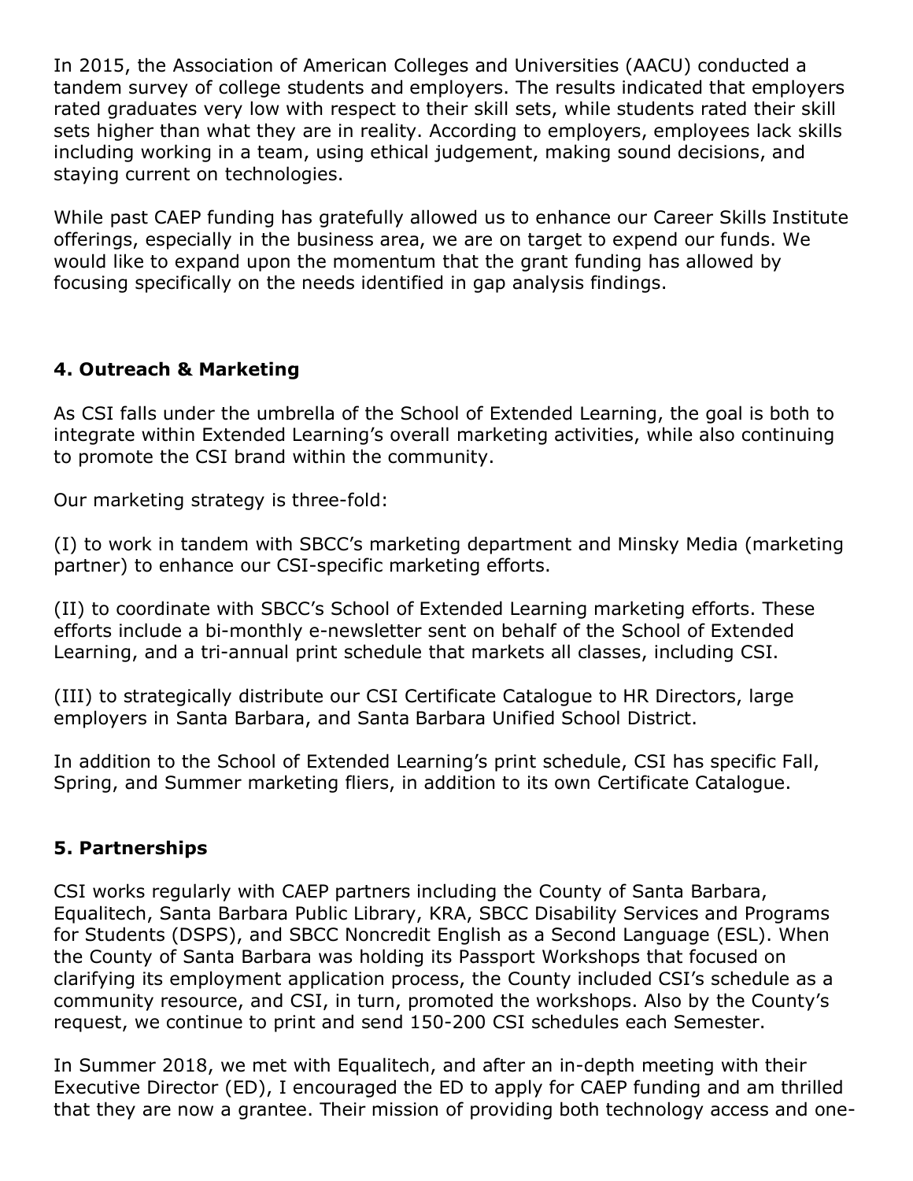In 2015, the Association of American Colleges and Universities (AACU) conducted a tandem survey of college students and employers. The results indicated that employers rated graduates very low with respect to their skill sets, while students rated their skill sets higher than what they are in reality. According to employers, employees lack skills including working in a team, using ethical judgement, making sound decisions, and staying current on technologies.

While past CAEP funding has gratefully allowed us to enhance our Career Skills Institute offerings, especially in the business area, we are on target to expend our funds. We would like to expand upon the momentum that the grant funding has allowed by focusing specifically on the needs identified in gap analysis findings.

## 4. Outreach & Marketing

As CSI falls under the umbrella of the School of Extended Learning, the goal is both to integrate within Extended Learning's overall marketing activities, while also continuing to promote the CSI brand within the community.

Our marketing strategy is three-fold:

(I) to work in tandem with SBCC's marketing department and Minsky Media (marketing partner) to enhance our CSI-specific marketing efforts.

(II) to coordinate with SBCC's School of Extended Learning marketing efforts. These efforts include a bi-monthly e-newsletter sent on behalf of the School of Extended Learning, and a tri-annual print schedule that markets all classes, including CSI.

(III) to strategically distribute our CSI Certificate Catalogue to HR Directors, large employers in Santa Barbara, and Santa Barbara Unified School District.

In addition to the School of Extended Learning's print schedule, CSI has specific Fall, Spring, and Summer marketing fliers, in addition to its own Certificate Catalogue.

## 5. Partnerships

CSI works regularly with CAEP partners including the County of Santa Barbara, Equalitech, Santa Barbara Public Library, KRA, SBCC Disability Services and Programs for Students (DSPS), and SBCC Noncredit English as a Second Language (ESL). When the County of Santa Barbara was holding its Passport Workshops that focused on clarifying its employment application process, the County included CSI's schedule as a community resource, and CSI, in turn, promoted the workshops. Also by the County's request, we continue to print and send 150-200 CSI schedules each Semester.

In Summer 2018, we met with Equalitech, and after an in-depth meeting with their Executive Director (ED), I encouraged the ED to apply for CAEP funding and am thrilled that they are now a grantee. Their mission of providing both technology access and one-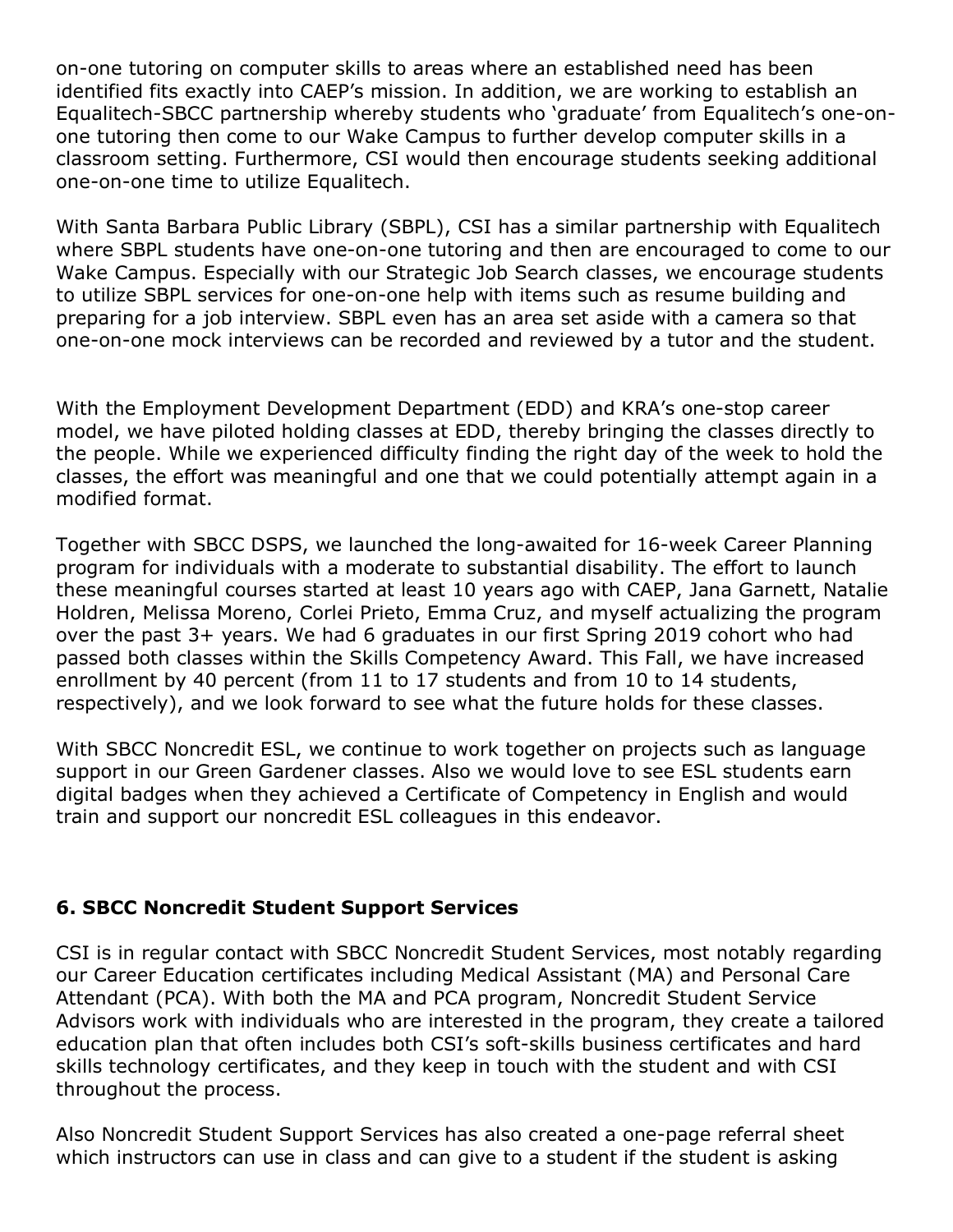on-one tutoring on computer skills to areas where an established need has been identified fits exactly into CAEP's mission. In addition, we are working to establish an Equalitech-SBCC partnership whereby students who 'graduate' from Equalitech's one-on-one tutoring then come to our Wake Campus to further develop computer skills in a classroom setting. Furthermore, CSI would then encourage students seeking additional one-on-one time to utilize Equalitech.

With Santa Barbara Public Library (SBPL), CSI has a similar partnership with Equalitech where SBPL students have one-on-one tutoring and then are encouraged to come to our Wake Campus. Especially with our Strategic Job Search classes, we encourage students to utilize SBPL services for one-on-one help with items such as resume building and preparing for a job interview. SBPL even has an area set aside with a camera so that one-on-one mock interviews can be recorded and reviewed by a tutor and the student.

With the Employment Development Department (EDD) and KRA's one-stop career model, we have piloted holding classes at EDD, thereby bringing the classes directly to the people. While we experienced difficulty finding the right day of the week to hold the classes, the effort was meaningful and one that we could potentially attempt again in a modified format.

Together with SBCC DSPS, we launched the long-awaited for 16-week Career Planning program for individuals with a moderate to substantial disability. The effort to launch these meaningful courses started at least 10 years ago with CAEP, Jana Garnett, Natalie Holdren, Melissa Moreno, Corlei Prieto, Emma Cruz, and myself actualizing the program over the past 3+ years. We had 6 graduates in our first Spring 2019 cohort who had passed both classes within the Skills Competency Award. This Fall, we have increased enrollment by 40 percent (from 11 to 17 students and from 10 to 14 students, respectively), and we look forward to see what the future holds for these classes.

With SBCC Noncredit ESL, we continue to work together on projects such as language support in our Green Gardener classes. Also we would love to see ESL students earn digital badges when they achieved a Certificate of Competency in English and would train and support our noncredit ESL colleagues in this endeavor.

## 6. SBCC Noncredit Student Support Services

CSI is in regular contact with SBCC Noncredit Student Services, most notably regarding our Career Education certificates including Medical Assistant (MA) and Personal Care Attendant (PCA). With both the MA and PCA program, Noncredit Student Service Advisors work with individuals who are interested in the program, they create a tailored education plan that often includes both CSI's soft-skills business certificates and hard skills technology certificates, and they keep in touch with the student and with CSI throughout the process.

Also Noncredit Student Support Services has also created a one-page referral sheet which instructors can use in class and can give to a student if the student is asking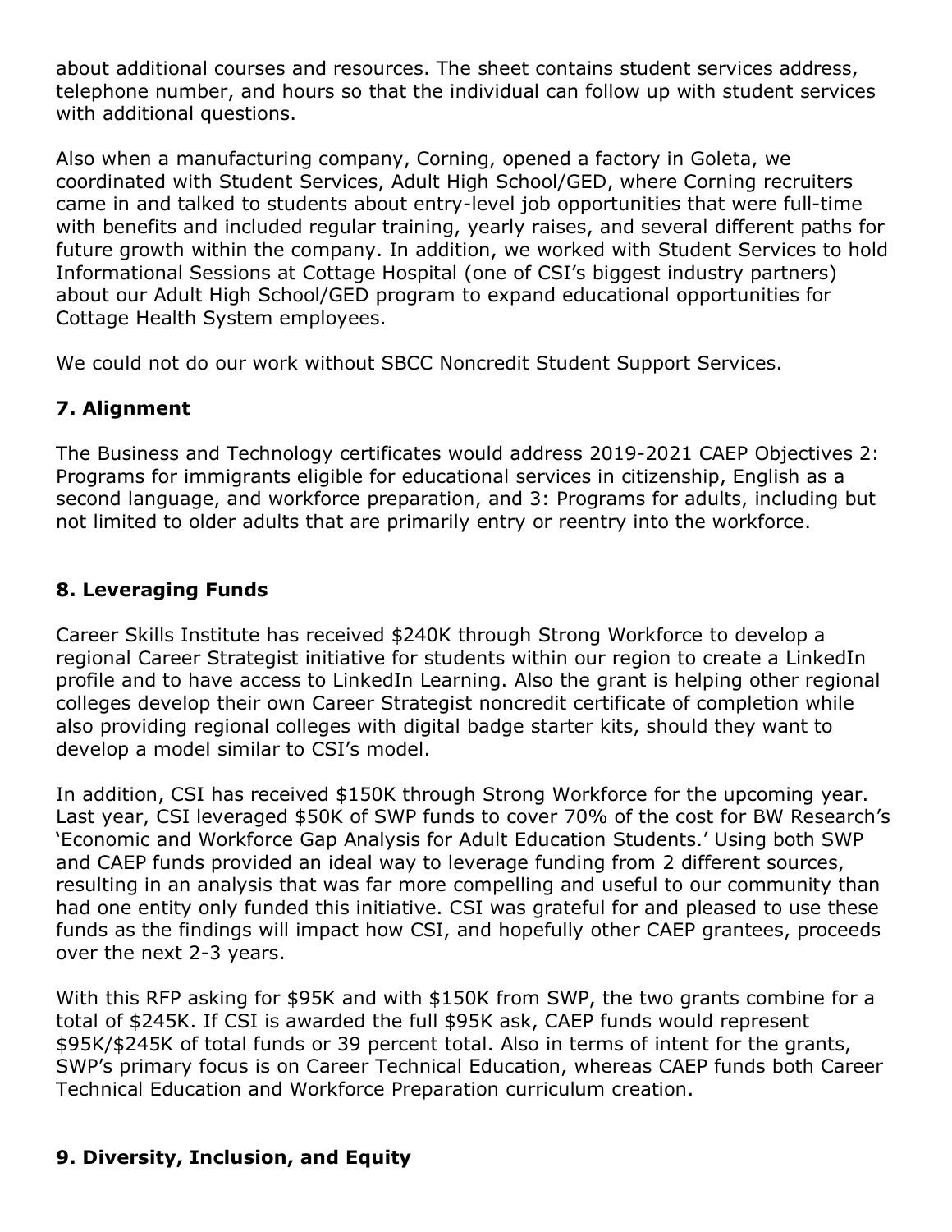about additional courses and resources. The sheet contains student services address, telephone number, and hours so that the individual can follow up with student services with additional questions.

Also when a manufacturing company, Corning, opened a factory in Goleta, we coordinated with Student Services, Adult High School/GED, where Corning recruiters came in and talked to students about entry-level job opportunities that were full-time with benefits and included regular training, yearly raises, and several different paths for future growth within the company. In addition, we worked with Student Services to hold Informational Sessions at Cottage Hospital (one of CSI's biggest industry partners) about our Adult High School/GED program to expand educational opportunities for Cottage Health System employees.

We could not do our work without SBCC Noncredit Student Support Services.

### 7. Alignment

The Business and Technology certificates would address 2019-2021 CAEP Objectives 2: Programs for immigrants eligible for educational services in citizenship, English as a second language, and workforce preparation, and 3: Programs for adults, including but not limited to older adults that are primarily entry or reentry into the workforce.

### 8. Leveraging Funds

Career Skills Institute has received $240K through Strong Workforce to develop a regional Career Strategist initiative for students within our region to create a LinkedIn profile and to have access to LinkedIn Learning. Also the grant is helping other regional colleges develop their own Career Strategist noncredit certificate of completion while also providing regional colleges with digital badge starter kits, should they want to develop a model similar to CSI's model.

In addition, CSI has received $150K through Strong Workforce for the upcoming year. Last year, CSI leveraged $50K of SWP funds to cover 70% of the cost for BW Research's 'Economic and Workforce Gap Analysis for Adult Education Students.' Using both SWP and CAEP funds provided an ideal way to leverage funding from 2 different sources, resulting in an analysis that was far more compelling and useful to our community than had one entity only funded this initiative. CSI was grateful for and pleased to use these funds as the findings will impact how CSI, and hopefully other CAEP grantees, proceeds over the next 2-3 years.

With this RFP asking for $95K and with $150K from SWP, the two grants combine for a total of $245K. If CSI is awarded the full $95K ask, CAEP funds would represent $95K/$245K of total funds or 39 percent total. Also in terms of intent for the grants, SWP's primary focus is on Career Technical Education, whereas CAEP funds both Career Technical Education and Workforce Preparation curriculum creation.

### 9. Diversity, Inclusion, and Equity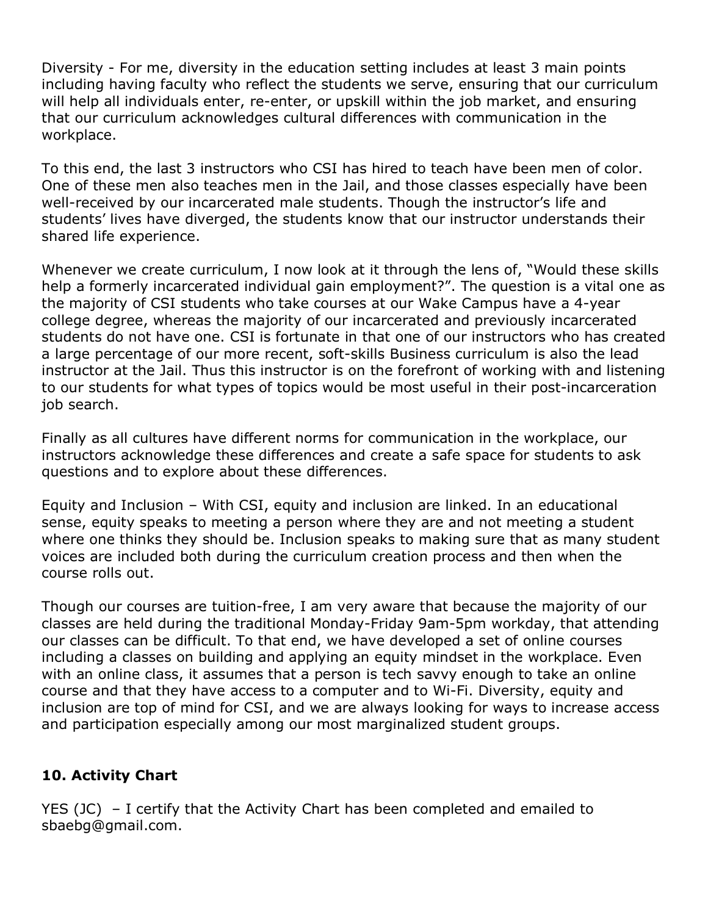Diversity - For me, diversity in the education setting includes at least 3 main points including having faculty who reflect the students we serve, ensuring that our curriculum will help all individuals enter, re-enter, or upskill within the job market, and ensuring that our curriculum acknowledges cultural differences with communication in the workplace.

To this end, the last 3 instructors who CSI has hired to teach have been men of color. One of these men also teaches men in the Jail, and those classes especially have been well-received by our incarcerated male students. Though the instructor's life and students' lives have diverged, the students know that our instructor understands their shared life experience.

Whenever we create curriculum, I now look at it through the lens of, "Would these skills help a formerly incarcerated individual gain employment?". The question is a vital one as the majority of CSI students who take courses at our Wake Campus have a 4-year college degree, whereas the majority of our incarcerated and previously incarcerated students do not have one. CSI is fortunate in that one of our instructors who has created a large percentage of our more recent, soft-skills Business curriculum is also the lead instructor at the Jail. Thus this instructor is on the forefront of working with and listening to our students for what types of topics would be most useful in their post-incarceration job search.

Finally as all cultures have different norms for communication in the workplace, our instructors acknowledge these differences and create a safe space for students to ask questions and to explore about these differences.

Equity and Inclusion – With CSI, equity and inclusion are linked. In an educational sense, equity speaks to meeting a person where they are and not meeting a student where one thinks they should be. Inclusion speaks to making sure that as many student voices are included both during the curriculum creation process and then when the course rolls out.

Though our courses are tuition-free, I am very aware that because the majority of our classes are held during the traditional Monday-Friday 9am-5pm workday, that attending our classes can be difficult. To that end, we have developed a set of online courses including a classes on building and applying an equity mindset in the workplace. Even with an online class, it assumes that a person is tech savvy enough to take an online course and that they have access to a computer and to Wi-Fi. Diversity, equity and inclusion are top of mind for CSI, and we are always looking for ways to increase access and participation especially among our most marginalized student groups.

### 10. Activity Chart

YES (JC) – I certify that the Activity Chart has been completed and emailed to sbaebg@gmail.com.